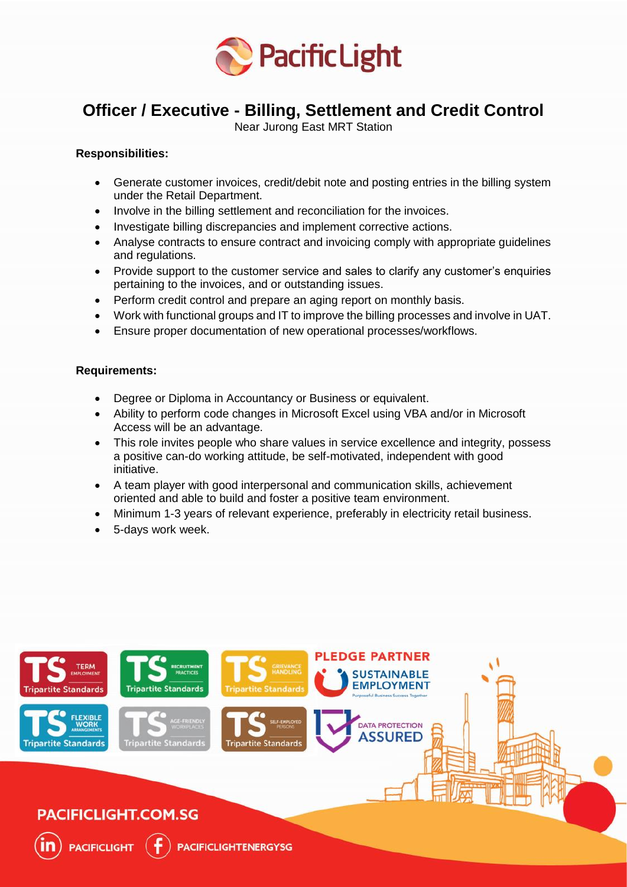# Officer / Executive - Billing, Settlement and Credit Control

Near Jurong East MRT Station

**Responsibilities:**

- Generate customer invoices, credit/debit note and posting entries in the billing system under the Retail Department.
- Involve in the billing settlement and reconciliation for the invoices.
- Investigate billing discrepancies and implement corrective actions.
- Analyse contracts to ensure contract and invoicing comply with appropriate guidelines and regulations.
- Provide support to the customer service and sales to clarify any customer's enquiries pertaining to the invoices, and or outstanding issues.
- Perform credit control and prepare an aging report on monthly basis.
- Work with functional groups and IT to improve the billing processes and involve in UAT.
- Ensure proper documentation of new operational processes/workflows.

**Requirements:**

- Degree or Diploma in Accountancy or Business or equivalent.
- Ability to perform code changes in Microsoft Excel using VBA and/or in Microsoft Access will be an advantage.
- This role invites people who share values in service excellence and integrity, possess a positive can-do working attitude, be self-motivated, independent with good initiative.
- A team player with good interpersonal and communication skills, achievement oriented and able to build and foster a positive team environment.
- Minimum 1-3 years of relevant experience, preferably in electricity retail business.
- 5-days work week.

PACIFICLIGHT.COM.SG

PACIFICLIGHT PACIFICLIGHTENERGYSG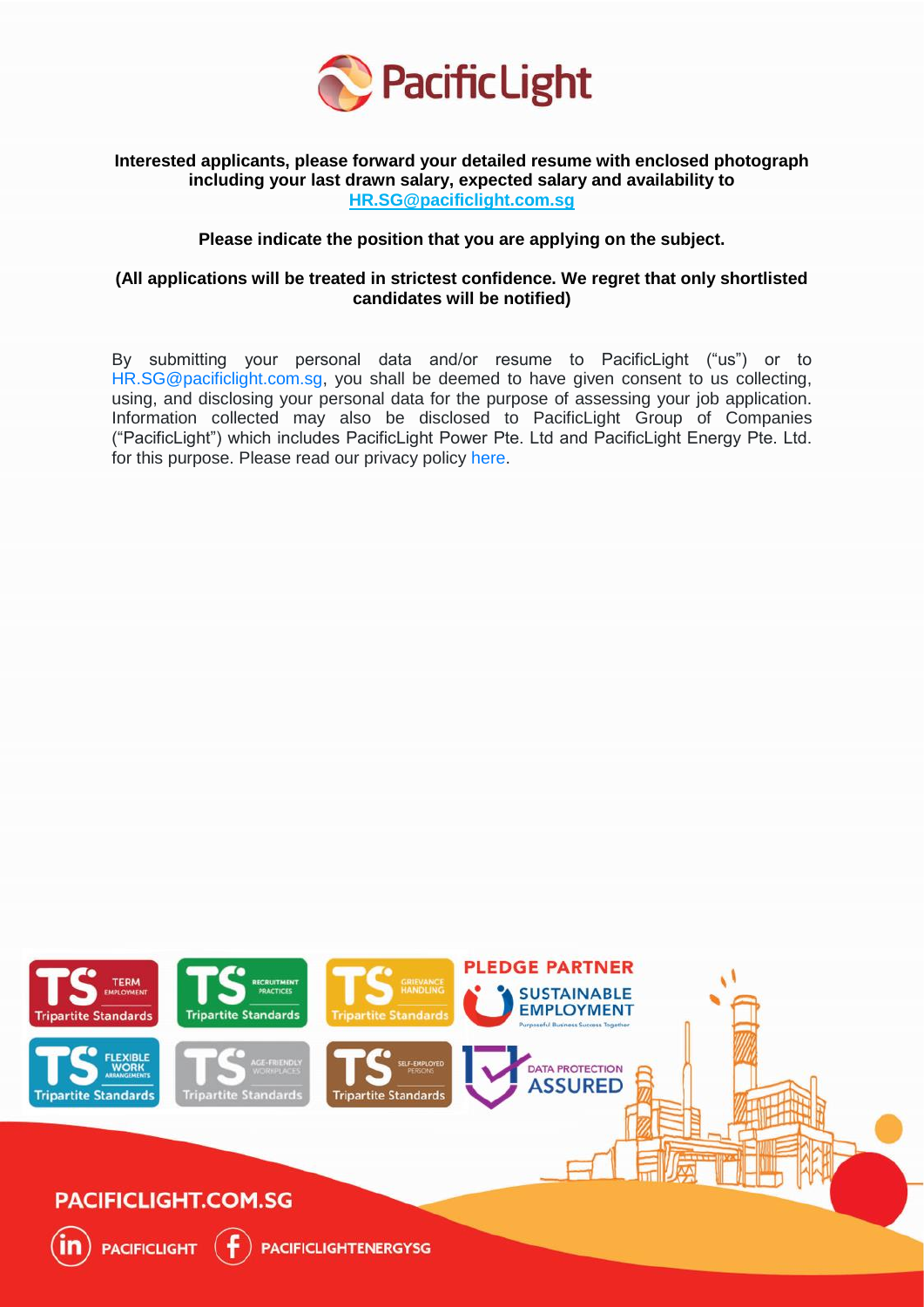**Interested applicants, please forward your detailed resume with enclosed photograph including your last drawn salary, expected salary and availability to [HR.SG@pacificlight.com.sg](mailto:HR.SG@pacificlight.com.sg)**

**Please indicate the position that you are applying on the subject.**

**(All applications will be treated in strictest confidence. We regret that only shortlisted candidates will be notified)**

By submitting your personal data and/or resume to PacificLight ("us") or to HR.SG@pacificlight.com.sg, you shall be deemed to have given consent to us collecting, using, and disclosing your personal data for the purpose of assessing your job application. Information collected may also be disclosed to PacificLight Group of Companies ("PacificLight") which includes PacificLight Power Pte. Ltd and PacificLight Energy Pte. Ltd. for this purpose. Please read our privacy policy here.

PACIFICLIGHT.COM.SG

PACIFICLIGHT PACIFICLIGHTENERGYSG